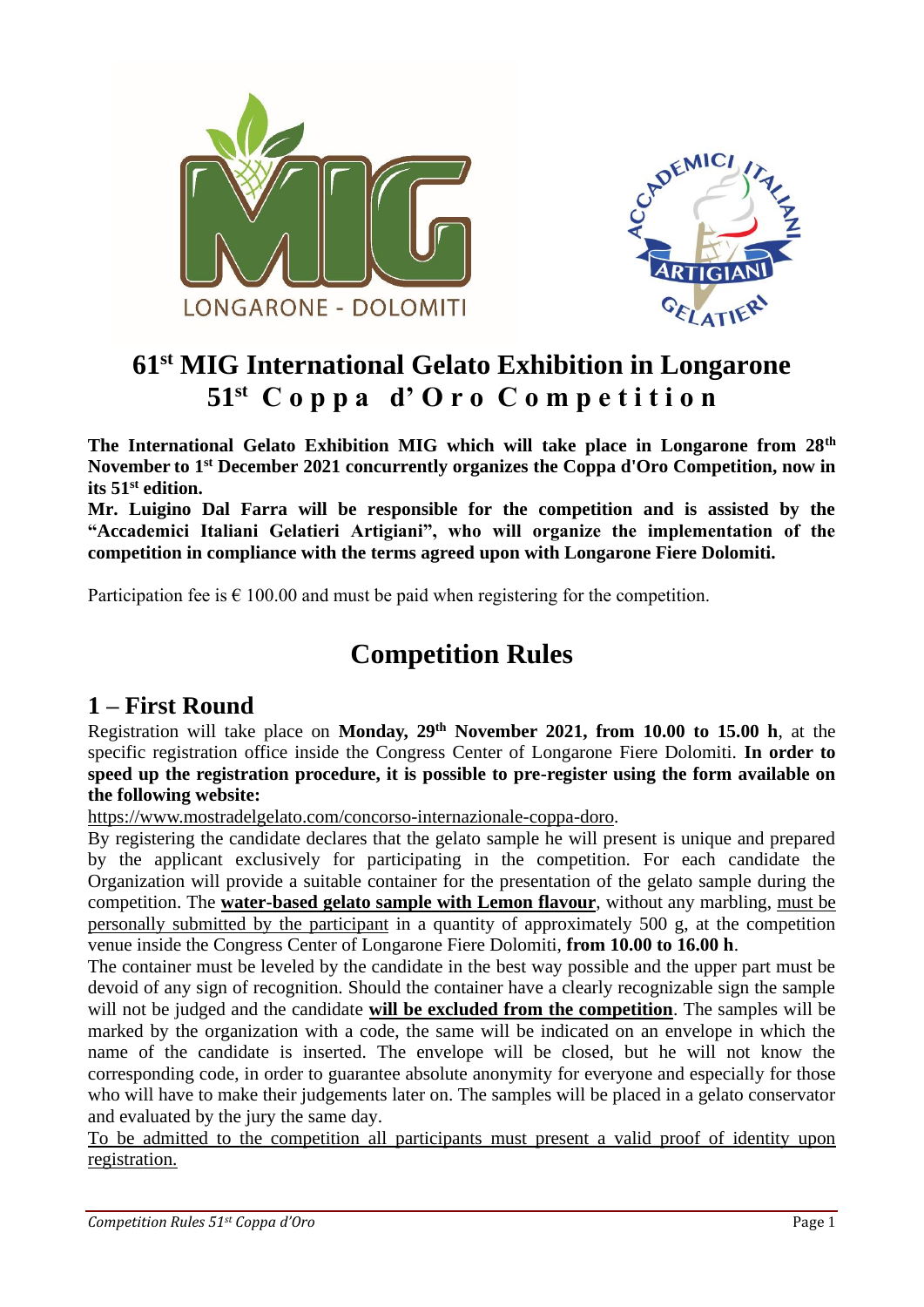# 61st MIG International Gelato Exhibition in Longarone
# 51st Coppa d'Oro Competition

**The International Gelato Exhibition MIG which will take place in Longarone from 28th November to 1st December 2021 concurrently organizes the Coppa d'Oro Competition, now in its 51st edition.**
**Mr. Luigino Dal Farra will be responsible for the competition and is assisted by the "Accademici Italiani Gelatieri Artigiani", who will organize the implementation of the competition in compliance with the terms agreed upon with Longarone Fiere Dolomiti.**

Participation fee is € 100.00 and must be paid when registering for the competition.

## Competition Rules

### 1 – First Round

Registration will take place on **Monday, 29th November 2021, from 10.00 to 15.00 h**, at the specific registration office inside the Congress Center of Longarone Fiere Dolomiti. **In order to speed up the registration procedure, it is possible to pre-register using the form available on the following website:**
https://www.mostradelgelato.com/concorso-internazionale-coppa-doro.

By registering the candidate declares that the gelato sample he will present is unique and prepared by the applicant exclusively for participating in the competition. For each candidate the Organization will provide a suitable container for the presentation of the gelato sample during the competition. The **water-based gelato sample with Lemon flavour**, without any marbling, must be personally submitted by the participant in a quantity of approximately 500 g, at the competition venue inside the Congress Center of Longarone Fiere Dolomiti, **from 10.00 to 16.00 h**.

The container must be leveled by the candidate in the best way possible and the upper part must be devoid of any sign of recognition. Should the container have a clearly recognizable sign the sample will not be judged and the candidate **will be excluded from the competition**. The samples will be marked by the organization with a code, the same will be indicated on an envelope in which the name of the candidate is inserted. The envelope will be closed, but he will not know the corresponding code, in order to guarantee absolute anonymity for everyone and especially for those who will have to make their judgements later on. The samples will be placed in a gelato conservator and evaluated by the jury the same day.

To be admitted to the competition all participants must present a valid proof of identity upon registration.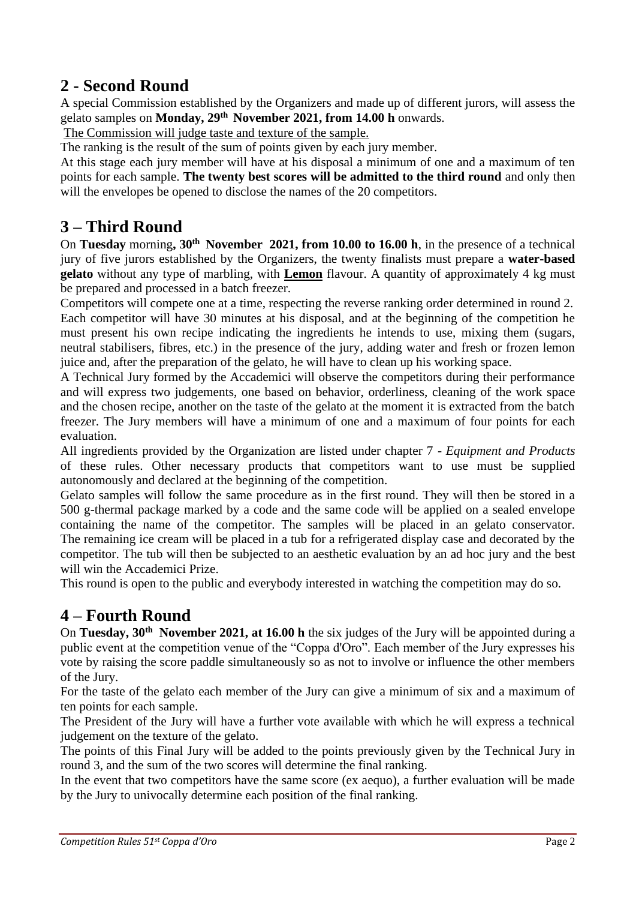## 2 - Second Round

A special Commission established by the Organizers and made up of different jurors, will assess the gelato samples on **Monday, 29th November 2021, from 14.00 h** onwards.

The Commission will judge taste and texture of the sample.

The ranking is the result of the sum of points given by each jury member.

At this stage each jury member will have at his disposal a minimum of one and a maximum of ten points for each sample. **The twenty best scores will be admitted to the third round** and only then will the envelopes be opened to disclose the names of the 20 competitors.

## 3 – Third Round

On **Tuesday** morning**, 30th November 2021, from 10.00 to 16.00 h**, in the presence of a technical jury of five jurors established by the Organizers, the twenty finalists must prepare a **water-based gelato** without any type of marbling, with **Lemon** flavour. A quantity of approximately 4 kg must be prepared and processed in a batch freezer.

Competitors will compete one at a time, respecting the reverse ranking order determined in round 2. Each competitor will have 30 minutes at his disposal, and at the beginning of the competition he must present his own recipe indicating the ingredients he intends to use, mixing them (sugars, neutral stabilisers, fibres, etc.) in the presence of the jury, adding water and fresh or frozen lemon juice and, after the preparation of the gelato, he will have to clean up his working space.

A Technical Jury formed by the Accademici will observe the competitors during their performance and will express two judgements, one based on behavior, orderliness, cleaning of the work space and the chosen recipe, another on the taste of the gelato at the moment it is extracted from the batch freezer. The Jury members will have a minimum of one and a maximum of four points for each evaluation.

All ingredients provided by the Organization are listed under chapter 7 - *Equipment and Products* of these rules. Other necessary products that competitors want to use must be supplied autonomously and declared at the beginning of the competition.

Gelato samples will follow the same procedure as in the first round. They will then be stored in a 500 g-thermal package marked by a code and the same code will be applied on a sealed envelope containing the name of the competitor. The samples will be placed in an gelato conservator. The remaining ice cream will be placed in a tub for a refrigerated display case and decorated by the competitor. The tub will then be subjected to an aesthetic evaluation by an ad hoc jury and the best will win the Accademici Prize.

This round is open to the public and everybody interested in watching the competition may do so.

## 4 – Fourth Round

On **Tuesday, 30th November 2021, at 16.00 h** the six judges of the Jury will be appointed during a public event at the competition venue of the "Coppa d'Oro". Each member of the Jury expresses his vote by raising the score paddle simultaneously so as not to involve or influence the other members of the Jury.

For the taste of the gelato each member of the Jury can give a minimum of six and a maximum of ten points for each sample.

The President of the Jury will have a further vote available with which he will express a technical judgement on the texture of the gelato.

The points of this Final Jury will be added to the points previously given by the Technical Jury in round 3, and the sum of the two scores will determine the final ranking.

In the event that two competitors have the same score (ex aequo), a further evaluation will be made by the Jury to univocally determine each position of the final ranking.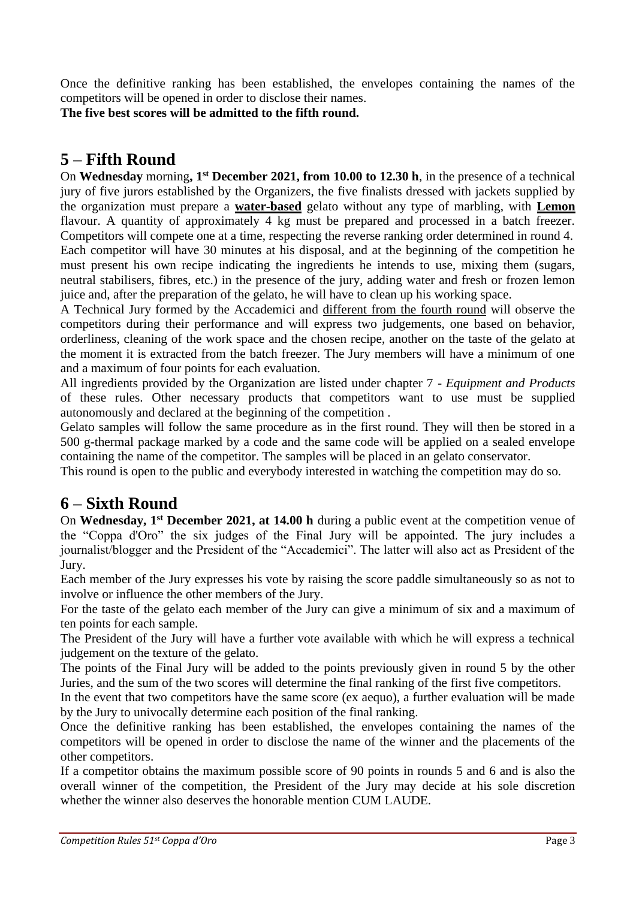Once the definitive ranking has been established, the envelopes containing the names of the competitors will be opened in order to disclose their names.

**The five best scores will be admitted to the fifth round.**

## 5 – Fifth Round

On **Wednesday** morning**, 1st December 2021, from 10.00 to 12.30 h**, in the presence of a technical jury of five jurors established by the Organizers, the five finalists dressed with jackets supplied by the organization must prepare a **water-based** gelato without any type of marbling, with **Lemon** flavour. A quantity of approximately 4 kg must be prepared and processed in a batch freezer. Competitors will compete one at a time, respecting the reverse ranking order determined in round 4. Each competitor will have 30 minutes at his disposal, and at the beginning of the competition he must present his own recipe indicating the ingredients he intends to use, mixing them (sugars, neutral stabilisers, fibres, etc.) in the presence of the jury, adding water and fresh or frozen lemon juice and, after the preparation of the gelato, he will have to clean up his working space.

A Technical Jury formed by the Accademici and different from the fourth round will observe the competitors during their performance and will express two judgements, one based on behavior, orderliness, cleaning of the work space and the chosen recipe, another on the taste of the gelato at the moment it is extracted from the batch freezer. The Jury members will have a minimum of one and a maximum of four points for each evaluation.

All ingredients provided by the Organization are listed under chapter 7 - *Equipment and Products* of these rules. Other necessary products that competitors want to use must be supplied autonomously and declared at the beginning of the competition .

Gelato samples will follow the same procedure as in the first round. They will then be stored in a 500 g-thermal package marked by a code and the same code will be applied on a sealed envelope containing the name of the competitor. The samples will be placed in an gelato conservator.

This round is open to the public and everybody interested in watching the competition may do so.

## 6 – Sixth Round

On **Wednesday, 1st December 2021, at 14.00 h** during a public event at the competition venue of the "Coppa d'Oro" the six judges of the Final Jury will be appointed. The jury includes a journalist/blogger and the President of the "Accademici". The latter will also act as President of the Jury.

Each member of the Jury expresses his vote by raising the score paddle simultaneously so as not to involve or influence the other members of the Jury.

For the taste of the gelato each member of the Jury can give a minimum of six and a maximum of ten points for each sample.

The President of the Jury will have a further vote available with which he will express a technical judgement on the texture of the gelato.

The points of the Final Jury will be added to the points previously given in round 5 by the other Juries, and the sum of the two scores will determine the final ranking of the first five competitors.

In the event that two competitors have the same score (ex aequo), a further evaluation will be made by the Jury to univocally determine each position of the final ranking.

Once the definitive ranking has been established, the envelopes containing the names of the competitors will be opened in order to disclose the name of the winner and the placements of the other competitors.

If a competitor obtains the maximum possible score of 90 points in rounds 5 and 6 and is also the overall winner of the competition, the President of the Jury may decide at his sole discretion whether the winner also deserves the honorable mention CUM LAUDE.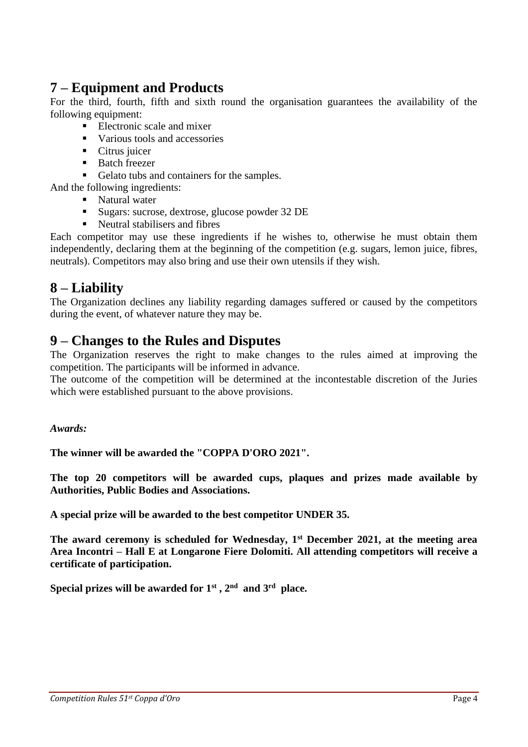## 7 – Equipment and Products

For the third, fourth, fifth and sixth round the organisation guarantees the availability of the following equipment:

- Electronic scale and mixer
- Various tools and accessories
- Citrus juicer
- Batch freezer
- Gelato tubs and containers for the samples.

And the following ingredients:

- Natural water
- Sugars: sucrose, dextrose, glucose powder 32 DE
- Neutral stabilisers and fibres

Each competitor may use these ingredients if he wishes to, otherwise he must obtain them independently, declaring them at the beginning of the competition (e.g. sugars, lemon juice, fibres, neutrals). Competitors may also bring and use their own utensils if they wish.

## 8 – Liability

The Organization declines any liability regarding damages suffered or caused by the competitors during the event, of whatever nature they may be.

## 9 – Changes to the Rules and Disputes

The Organization reserves the right to make changes to the rules aimed at improving the competition. The participants will be informed in advance.

The outcome of the competition will be determined at the incontestable discretion of the Juries which were established pursuant to the above provisions.

***Awards:***

**The winner will be awarded the "COPPA D'ORO 2021".**

**The top 20 competitors will be awarded cups, plaques and prizes made available by Authorities, Public Bodies and Associations.**

**A special prize will be awarded to the best competitor UNDER 35.**

**The award ceremony is scheduled for Wednesday, 1st December 2021, at the meeting area Area Incontri – Hall E at Longarone Fiere Dolomiti. All attending competitors will receive a certificate of participation.**

**Special prizes will be awarded for 1st , 2nd and 3rd place.**